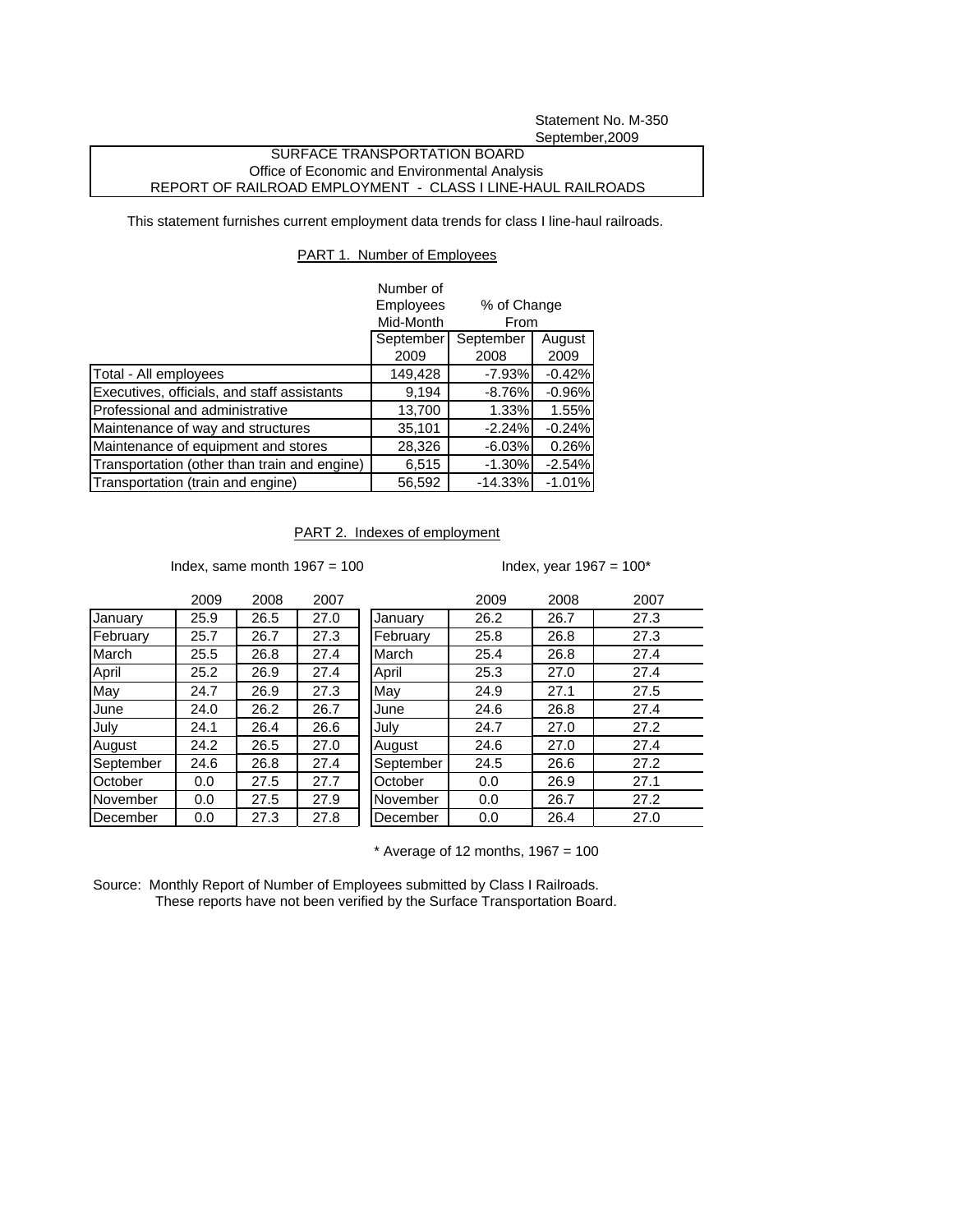Statement No. M-350
September,2009

SURFACE TRANSPORTATION BOARD
Office of Economic and Environmental Analysis
REPORT OF RAILROAD EMPLOYMENT - CLASS I LINE-HAUL RAILROADS

This statement furnishes current employment data trends for class I line-haul railroads.

PART 1. Number of Employees

| | Number of Employees Mid-Month | % of Change From | |
|---|---|---|---|
| | September 2009 | September 2008 | August 2009 |
| Total - All employees | 149,428 | -7.93% | -0.42% |
| Executives, officials, and staff assistants | 9,194 | -8.76% | -0.96% |
| Professional and administrative | 13,700 | 1.33% | 1.55% |
| Maintenance of way and structures | 35,101 | -2.24% | -0.24% |
| Maintenance of equipment and stores | 28,326 | -6.03% | 0.26% |
| Transportation (other than train and engine) | 6,515 | -1.30% | -2.54% |
| Transportation (train and engine) | 56,592 | -14.33% | -1.01% |

PART 2. Indexes of employment

Index, same month 1967 = 100

| | 2009 | 2008 | 2007 |
|---|---|---|---|
| January | 25.9 | 26.5 | 27.0 |
| February | 25.7 | 26.7 | 27.3 |
| March | 25.5 | 26.8 | 27.4 |
| April | 25.2 | 26.9 | 27.4 |
| May | 24.7 | 26.9 | 27.3 |
| June | 24.0 | 26.2 | 26.7 |
| July | 24.1 | 26.4 | 26.6 |
| August | 24.2 | 26.5 | 27.0 |
| September | 24.6 | 26.8 | 27.4 |
| October | 0.0 | 27.5 | 27.7 |
| November | 0.0 | 27.5 | 27.9 |
| December | 0.0 | 27.3 | 27.8 |

Index, year 1967 = 100*

| | 2009 | 2008 | 2007 |
|---|---|---|---|
| January | 26.2 | 26.7 | 27.3 |
| February | 25.8 | 26.8 | 27.3 |
| March | 25.4 | 26.8 | 27.4 |
| April | 25.3 | 27.0 | 27.4 |
| May | 24.9 | 27.1 | 27.5 |
| June | 24.6 | 26.8 | 27.4 |
| July | 24.7 | 27.0 | 27.2 |
| August | 24.6 | 27.0 | 27.4 |
| September | 24.5 | 26.6 | 27.2 |
| October | 0.0 | 26.9 | 27.1 |
| November | 0.0 | 26.7 | 27.2 |
| December | 0.0 | 26.4 | 27.0 |

* Average of 12 months, 1967 = 100

Source: Monthly Report of Number of Employees submitted by Class I Railroads.
These reports have not been verified by the Surface Transportation Board.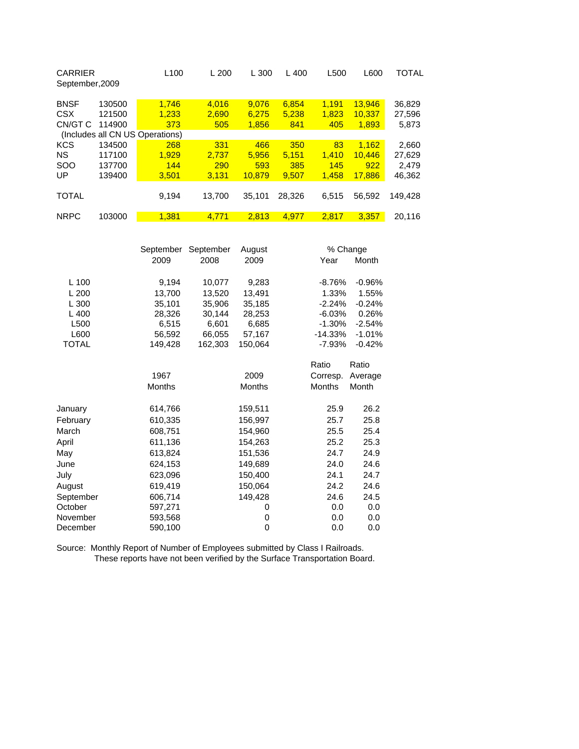| CARRIER September,2009 | | L100 | L 200 | L 300 | L 400 | L500 | L600 | TOTAL |
|---|---|---|---|---|---|---|---|---|
| BNSF | 130500 | 1,746 | 4,016 | 9,076 | 6,854 | 1,191 | 13,946 | 36,829 |
| CSX | 121500 | 1,233 | 2,690 | 6,275 | 5,238 | 1,823 | 10,337 | 27,596 |
| CN/GT C | 114900 | 373 | 505 | 1,856 | 841 | 405 | 1,893 | 5,873 |
| (Includes all CN US Operations) | | | | | | | | |
| KCS | 134500 | 268 | 331 | 466 | 350 | 83 | 1,162 | 2,660 |
| NS | 117100 | 1,929 | 2,737 | 5,956 | 5,151 | 1,410 | 10,446 | 27,629 |
| SOO | 137700 | 144 | 290 | 593 | 385 | 145 | 922 | 2,479 |
| UP | 139400 | 3,501 | 3,131 | 10,879 | 9,507 | 1,458 | 17,886 | 46,362 |
| TOTAL | | 9,194 | 13,700 | 35,101 | 28,326 | 6,515 | 56,592 | 149,428 |
| NRPC | 103000 | 1,381 | 4,771 | 2,813 | 4,977 | 2,817 | 3,357 | 20,116 |

| | September 2009 | September 2008 | August 2009 | % Change Year | % Change Month |
|---|---|---|---|---|---|
| L 100 | 9,194 | 10,077 | 9,283 | -8.76% | -0.96% |
| L 200 | 13,700 | 13,520 | 13,491 | 1.33% | 1.55% |
| L 300 | 35,101 | 35,906 | 35,185 | -2.24% | -0.24% |
| L 400 | 28,326 | 30,144 | 28,253 | -6.03% | 0.26% |
| L500 | 6,515 | 6,601 | 6,685 | -1.30% | -2.54% |
| L600 | 56,592 | 66,055 | 57,167 | -14.33% | -1.01% |
| TOTAL | 149,428 | 162,303 | 150,064 | -7.93% | -0.42% |

| | 1967 Months | 2009 Months | Ratio Corresp. Months | Ratio Average Month |
|---|---|---|---|---|
| January | 614,766 | 159,511 | 25.9 | 26.2 |
| February | 610,335 | 156,997 | 25.7 | 25.8 |
| March | 608,751 | 154,960 | 25.5 | 25.4 |
| April | 611,136 | 154,263 | 25.2 | 25.3 |
| May | 613,824 | 151,536 | 24.7 | 24.9 |
| June | 624,153 | 149,689 | 24.0 | 24.6 |
| July | 623,096 | 150,400 | 24.1 | 24.7 |
| August | 619,419 | 150,064 | 24.2 | 24.6 |
| September | 606,714 | 149,428 | 24.6 | 24.5 |
| October | 597,271 | 0 | 0.0 | 0.0 |
| November | 593,568 | 0 | 0.0 | 0.0 |
| December | 590,100 | 0 | 0.0 | 0.0 |

Source: Monthly Report of Number of Employees submitted by Class I Railroads.
These reports have not been verified by the Surface Transportation Board.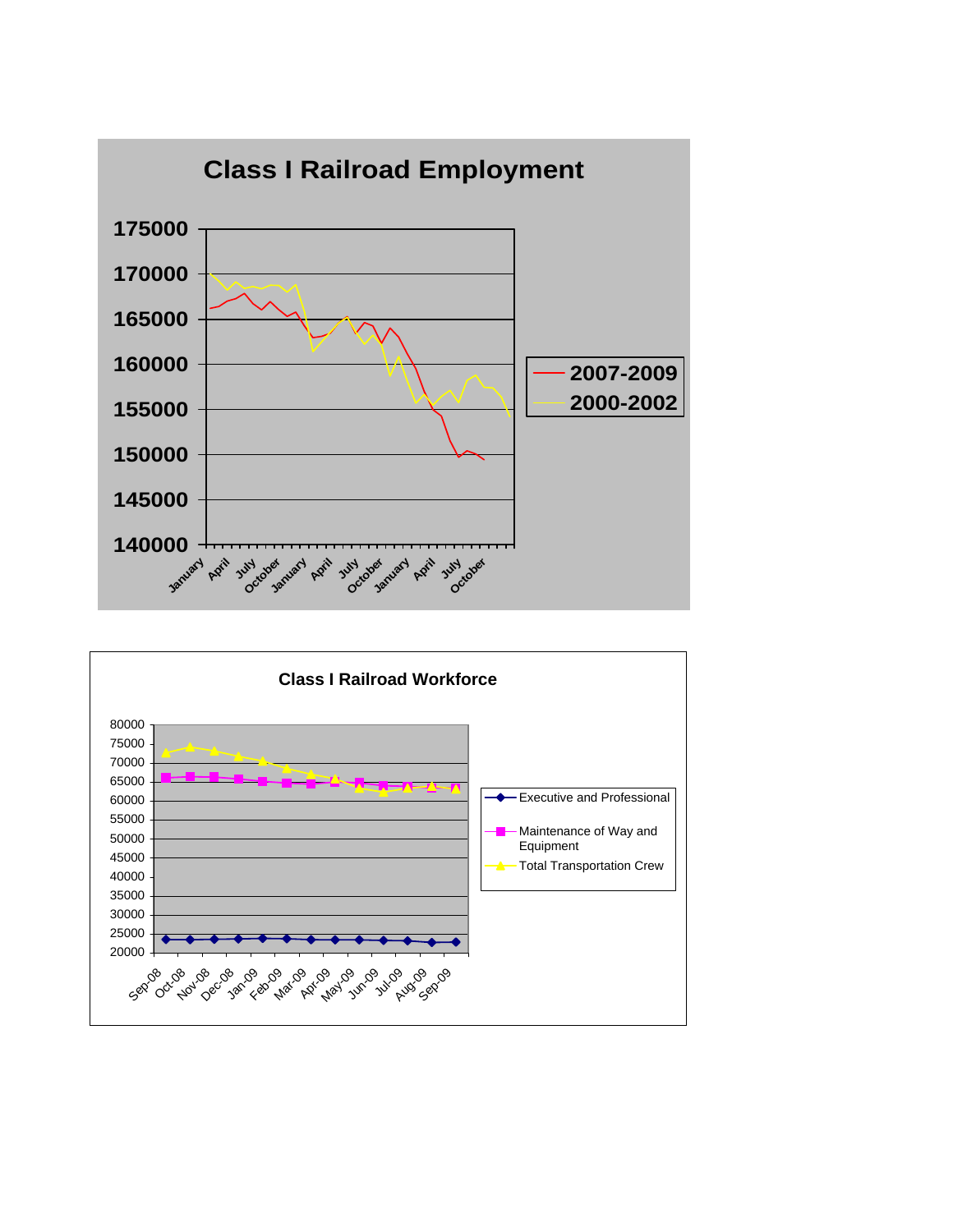## Class I Railroad Employment

175000
170000
165000
160000
155000
150000
145000
140000

January
April
July
October
January
April
July
October
January
April
July
October

2007-2009
2000-2002

## Class I Railroad Workforce

80000
75000
70000
65000
60000
55000
50000
45000
40000
35000
30000
25000
20000

Sep-08
Oct-08
Nov-08
Dec-08
Jan-09
Feb-09
Mar-09
Apr-09
May-09
Jun-09
Jul-09
Aug-09
Sep-09

Executive and Professional
Maintenance of Way and Equipment
Total Transportation Crew